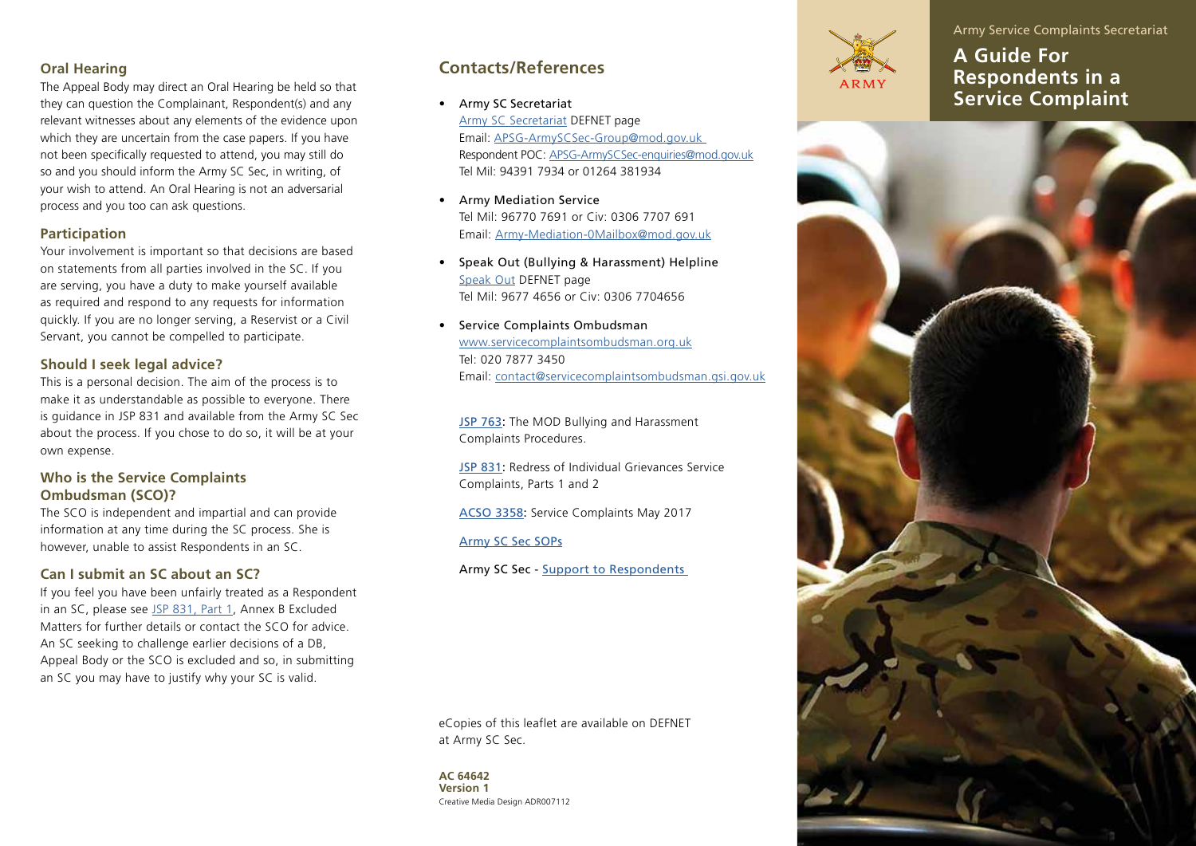### Oral Hearing

The Appeal Body may direct an Oral Hearing be held so that they can question the Complainant, Respondent(s) and any relevant witnesses about any elements of the evidence upon which they are uncertain from the case papers. If you have not been specifically requested to attend, you may still do so and you should inform the Army SC Sec, in writing, of your wish to attend. An Oral Hearing is not an adversarial process and you too can ask questions.

### Participation

Your involvement is important so that decisions are based on statements from all parties involved in the SC. If you are serving, you have a duty to make yourself available as required and respond to any requests for information quickly. If you are no longer serving, a Reservist or a Civil Servant, you cannot be compelled to participate.

### Should I seek legal advice?

This is a personal decision. The aim of the process is to make it as understandable as possible to everyone. There is guidance in JSP 831 and available from the Army SC Sec about the process. If you chose to do so, it will be at your own expense.

### Who is the Service Complaints Ombudsman (SCO)?

The SCO is independent and impartial and can provide information at any time during the SC process. She is however, unable to assist Respondents in an SC.

### Can I submit an SC about an SC?

If you feel you have been unfairly treated as a Respondent in an SC, please see JSP 831, Part 1, Annex B Excluded Matters for further details or contact the SCO for advice. An SC seeking to challenge earlier decisions of a DB, Appeal Body or the SCO is excluded and so, in submitting an SC you may have to justify why your SC is valid.

## Contacts/References

- Army SC Secretariat
  Army SC Secretariat DEFNET page
  Email: APSG-ArmySCSec-Group@mod.gov.uk
  Respondent POC: APSG-ArmySCSec-enquiries@mod.gov.uk
  Tel Mil: 94391 7934 or 01264 381934
- Army Mediation Service
  Tel Mil: 96770 7691 or Civ: 0306 7707 691
  Email: Army-Mediation-0Mailbox@mod.gov.uk
- Speak Out (Bullying & Harassment) Helpline
  Speak Out DEFNET page
  Tel Mil: 9677 4656 or Civ: 0306 7704656
- Service Complaints Ombudsman
  www.servicecomplaintsombudsman.org.uk
  Tel: 020 7877 3450
  Email: contact@servicecomplaintsombudsman.gsi.gov.uk

JSP 763: The MOD Bullying and Harassment Complaints Procedures.

JSP 831: Redress of Individual Grievances Service Complaints, Parts 1 and 2

ACSO 3358: Service Complaints May 2017

Army SC Sec SOPs

Army SC Sec - Support to Respondents

eCopies of this leaflet are available on DEFNET at Army SC Sec.

**AC 64642**
**Version 1**
Creative Media Design ADR007112

Army Service Complaints Secretariat

# A Guide For Respondents in a Service Complaint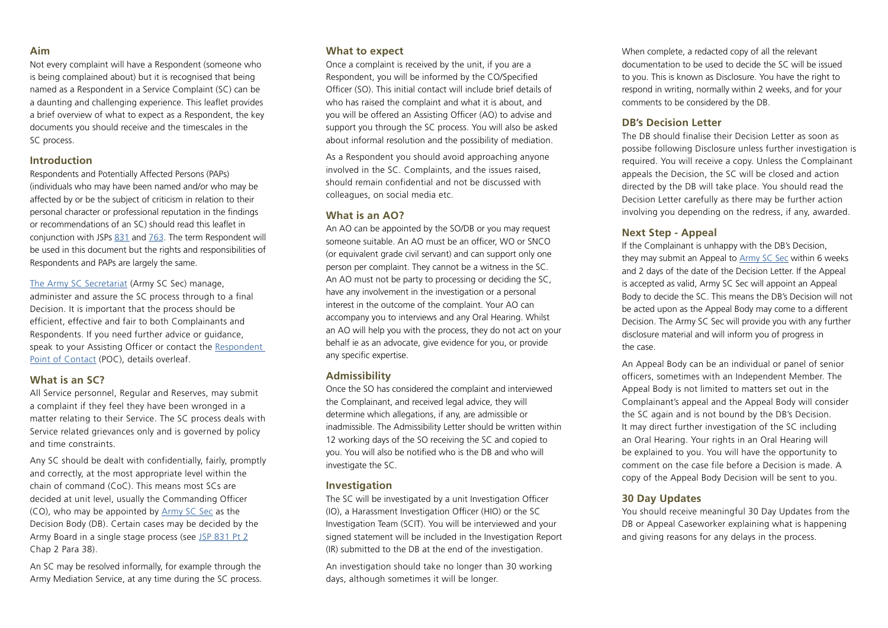## Aim

Not every complaint will have a Respondent (someone who is being complained about) but it is recognised that being named as a Respondent in a Service Complaint (SC) can be a daunting and challenging experience. This leaflet provides a brief overview of what to expect as a Respondent, the key documents you should receive and the timescales in the SC process.

## Introduction

Respondents and Potentially Affected Persons (PAPs) (individuals who may have been named and/or who may be affected by or be the subject of criticism in relation to their personal character or professional reputation in the findings or recommendations of an SC) should read this leaflet in conjunction with JSPs 831 and 763. The term Respondent will be used in this document but the rights and responsibilities of Respondents and PAPs are largely the same.

The Army SC Secretariat (Army SC Sec) manage, administer and assure the SC process through to a final Decision. It is important that the process should be efficient, effective and fair to both Complainants and Respondents. If you need further advice or guidance, speak to your Assisting Officer or contact the Respondent Point of Contact (POC), details overleaf.

## What is an SC?

All Service personnel, Regular and Reserves, may submit a complaint if they feel they have been wronged in a matter relating to their Service. The SC process deals with Service related grievances only and is governed by policy and time constraints.

Any SC should be dealt with confidentially, fairly, promptly and correctly, at the most appropriate level within the chain of command (CoC). This means most SCs are decided at unit level, usually the Commanding Officer (CO), who may be appointed by Army SC Sec as the Decision Body (DB). Certain cases may be decided by the Army Board in a single stage process (see JSP 831 Pt 2 Chap 2 Para 38).

An SC may be resolved informally, for example through the Army Mediation Service, at any time during the SC process.

## What to expect

Once a complaint is received by the unit, if you are a Respondent, you will be informed by the CO/Specified Officer (SO). This initial contact will include brief details of who has raised the complaint and what it is about, and you will be offered an Assisting Officer (AO) to advise and support you through the SC process. You will also be asked about informal resolution and the possibility of mediation.

As a Respondent you should avoid approaching anyone involved in the SC. Complaints, and the issues raised, should remain confidential and not be discussed with colleagues, on social media etc.

## What is an AO?

An AO can be appointed by the SO/DB or you may request someone suitable. An AO must be an officer, WO or SNCO (or equivalent grade civil servant) and can support only one person per complaint. They cannot be a witness in the SC. An AO must not be party to processing or deciding the SC, have any involvement in the investigation or a personal interest in the outcome of the complaint. Your AO can accompany you to interviews and any Oral Hearing. Whilst an AO will help you with the process, they do not act on your behalf ie as an advocate, give evidence for you, or provide any specific expertise.

## Admissibility

Once the SO has considered the complaint and interviewed the Complainant, and received legal advice, they will determine which allegations, if any, are admissible or inadmissible. The Admissibility Letter should be written within 12 working days of the SO receiving the SC and copied to you. You will also be notified who is the DB and who will investigate the SC.

## Investigation

The SC will be investigated by a unit Investigation Officer (IO), a Harassment Investigation Officer (HIO) or the SC Investigation Team (SCIT). You will be interviewed and your signed statement will be included in the Investigation Report (IR) submitted to the DB at the end of the investigation.

An investigation should take no longer than 30 working days, although sometimes it will be longer.

When complete, a redacted copy of all the relevant documentation to be used to decide the SC will be issued to you. This is known as Disclosure. You have the right to respond in writing, normally within 2 weeks, and for your comments to be considered by the DB.

## DB's Decision Letter

The DB should finalise their Decision Letter as soon as possibe following Disclosure unless further investigation is required. You will receive a copy. Unless the Complainant appeals the Decision, the SC will be closed and action directed by the DB will take place. You should read the Decision Letter carefully as there may be further action involving you depending on the redress, if any, awarded.

## Next Step - Appeal

If the Complainant is unhappy with the DB's Decision, they may submit an Appeal to Army SC Sec within 6 weeks and 2 days of the date of the Decision Letter. If the Appeal is accepted as valid, Army SC Sec will appoint an Appeal Body to decide the SC. This means the DB's Decision will not be acted upon as the Appeal Body may come to a different Decision. The Army SC Sec will provide you with any further disclosure material and will inform you of progress in the case.

An Appeal Body can be an individual or panel of senior officers, sometimes with an Independent Member. The Appeal Body is not limited to matters set out in the Complainant's appeal and the Appeal Body will consider the SC again and is not bound by the DB's Decision. It may direct further investigation of the SC including an Oral Hearing. Your rights in an Oral Hearing will be explained to you. You will have the opportunity to comment on the case file before a Decision is made. A copy of the Appeal Body Decision will be sent to you.

## 30 Day Updates

You should receive meaningful 30 Day Updates from the DB or Appeal Caseworker explaining what is happening and giving reasons for any delays in the process.